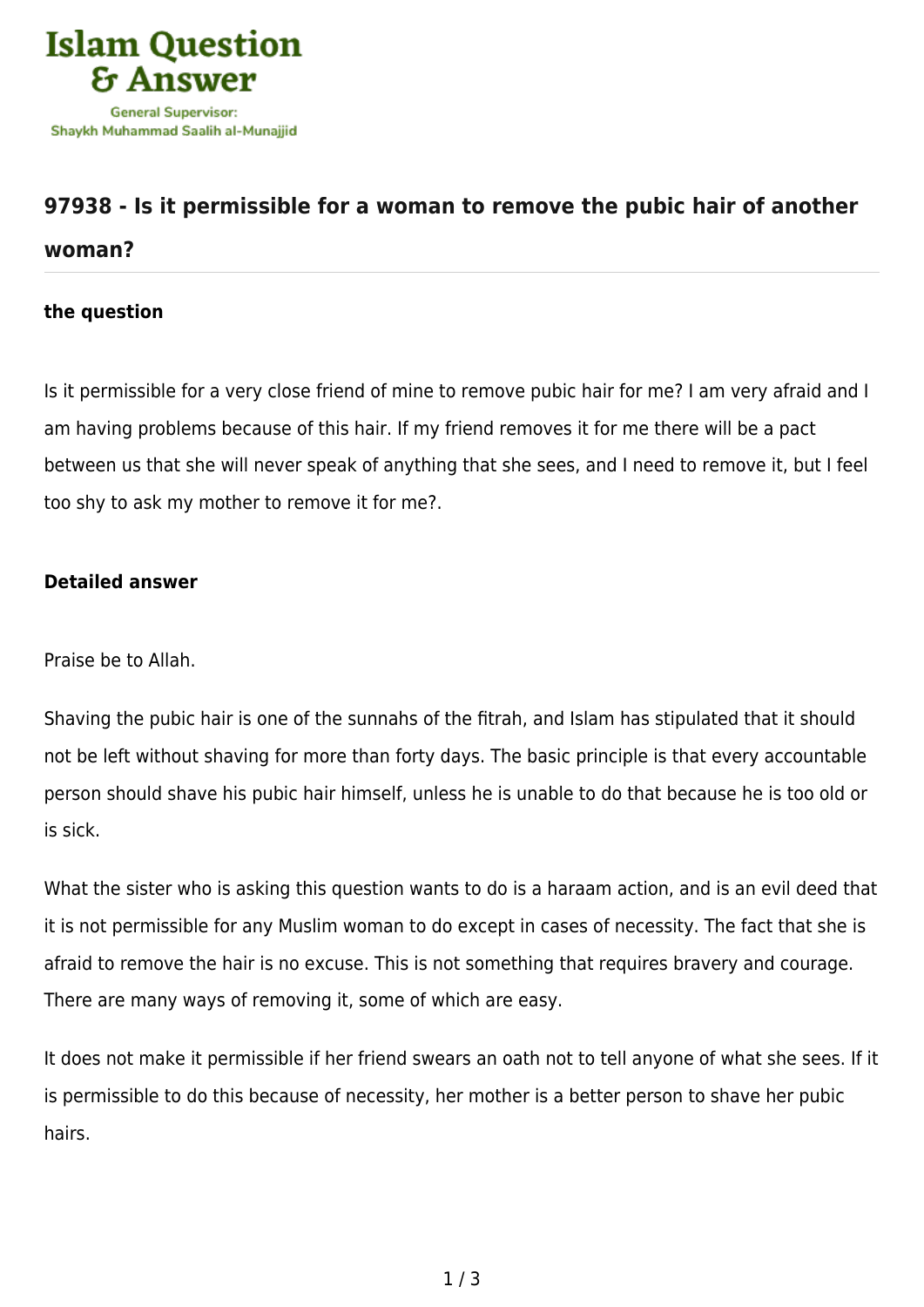# 97938 - Is it permissible for a woman to remove the pubic hair of another woman?

### the question

Is it permissible for a very close friend of mine to remove pubic hair for me? I am very afraid and I am having problems because of this hair. If my friend removes it for me there will be a pact between us that she will never speak of anything that she sees, and I need to remove it, but I feel too shy to ask my mother to remove it for me?.

### Detailed answer

Praise be to Allah.

Shaving the pubic hair is one of the sunnahs of the fitrah, and Islam has stipulated that it should not be left without shaving for more than forty days. The basic principle is that every accountable person should shave his pubic hair himself, unless he is unable to do that because he is too old or is sick.

What the sister who is asking this question wants to do is a haraam action, and is an evil deed that it is not permissible for any Muslim woman to do except in cases of necessity. The fact that she is afraid to remove the hair is no excuse. This is not something that requires bravery and courage. There are many ways of removing it, some of which are easy.

It does not make it permissible if her friend swears an oath not to tell anyone of what she sees. If it is permissible to do this because of necessity, her mother is a better person to shave her pubic hairs.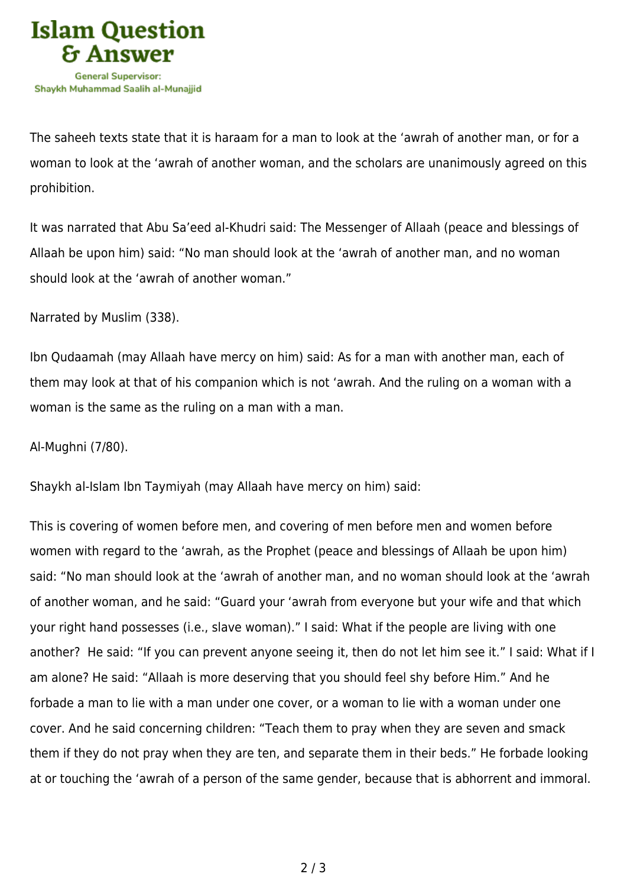The saheeh texts state that it is haraam for a man to look at the ‘awrah of another man, or for a woman to look at the ‘awrah of another woman, and the scholars are unanimously agreed on this prohibition.

It was narrated that Abu Sa’eed al-Khudri said: The Messenger of Allaah (peace and blessings of Allaah be upon him) said: “No man should look at the ‘awrah of another man, and no woman should look at the ‘awrah of another woman.”

Narrated by Muslim (338).

Ibn Qudaamah (may Allaah have mercy on him) said: As for a man with another man, each of them may look at that of his companion which is not ‘awrah. And the ruling on a woman with a woman is the same as the ruling on a man with a man.

Al-Mughni (7/80).

Shaykh al-Islam Ibn Taymiyah (may Allaah have mercy on him) said:

This is covering of women before men, and covering of men before men and women before women with regard to the ‘awrah, as the Prophet (peace and blessings of Allaah be upon him) said: “No man should look at the ‘awrah of another man, and no woman should look at the ‘awrah of another woman, and he said: “Guard your ‘awrah from everyone but your wife and that which your right hand possesses (i.e., slave woman).” I said: What if the people are living with one another? He said: “If you can prevent anyone seeing it, then do not let him see it.” I said: What if I am alone? He said: “Allaah is more deserving that you should feel shy before Him.” And he forbade a man to lie with a man under one cover, or a woman to lie with a woman under one cover. And he said concerning children: “Teach them to pray when they are seven and smack them if they do not pray when they are ten, and separate them in their beds.” He forbade looking at or touching the ‘awrah of a person of the same gender, because that is abhorrent and immoral.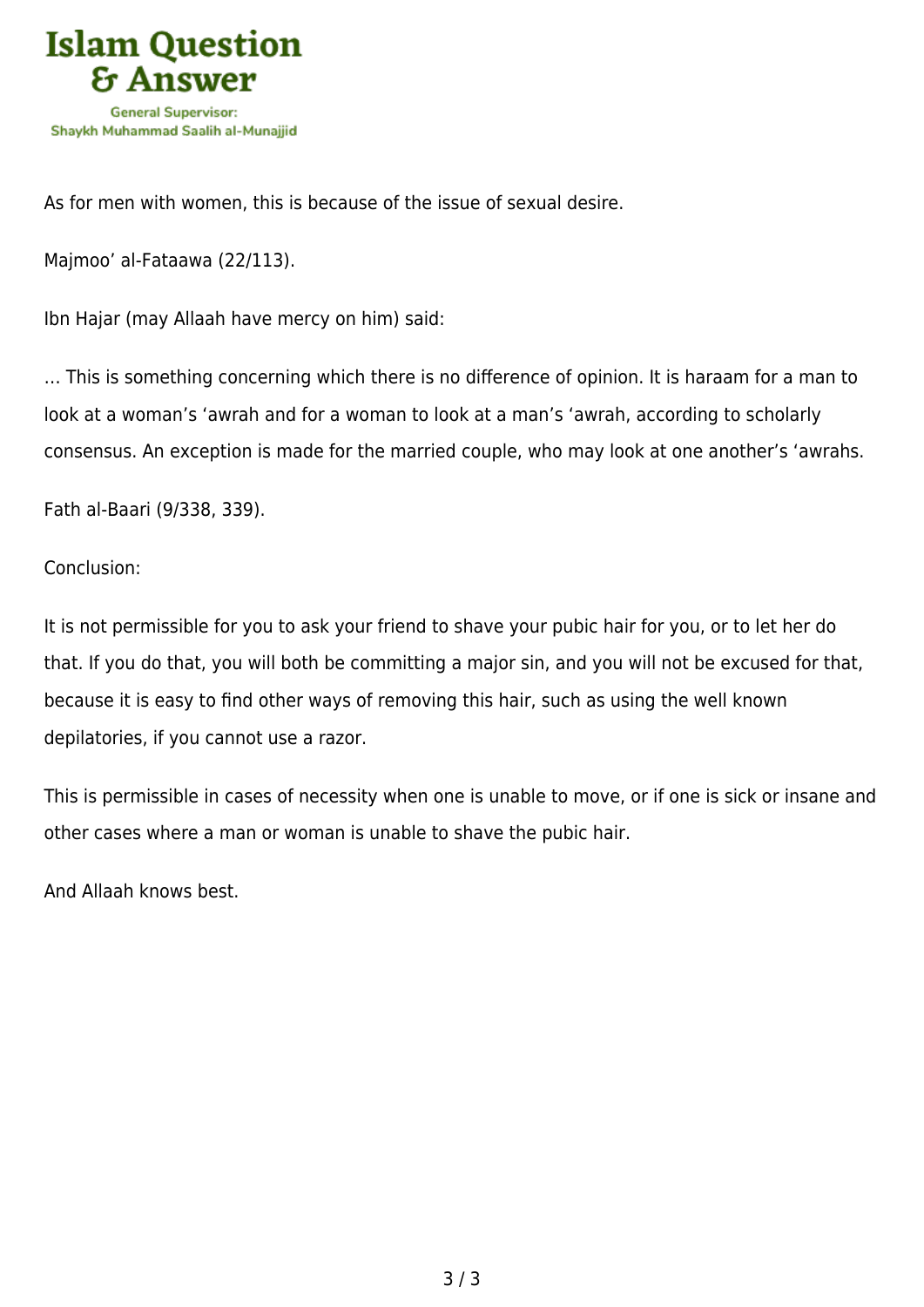As for men with women, this is because of the issue of sexual desire.

Majmoo' al-Fataawa (22/113).

Ibn Hajar (may Allaah have mercy on him) said:

… This is something concerning which there is no difference of opinion. It is haraam for a man to look at a woman's 'awrah and for a woman to look at a man's 'awrah, according to scholarly consensus. An exception is made for the married couple, who may look at one another's 'awrahs.

Fath al-Baari (9/338, 339).

Conclusion:

It is not permissible for you to ask your friend to shave your pubic hair for you, or to let her do that. If you do that, you will both be committing a major sin, and you will not be excused for that, because it is easy to find other ways of removing this hair, such as using the well known depilatories, if you cannot use a razor.

This is permissible in cases of necessity when one is unable to move, or if one is sick or insane and other cases where a man or woman is unable to shave the pubic hair.

And Allaah knows best.